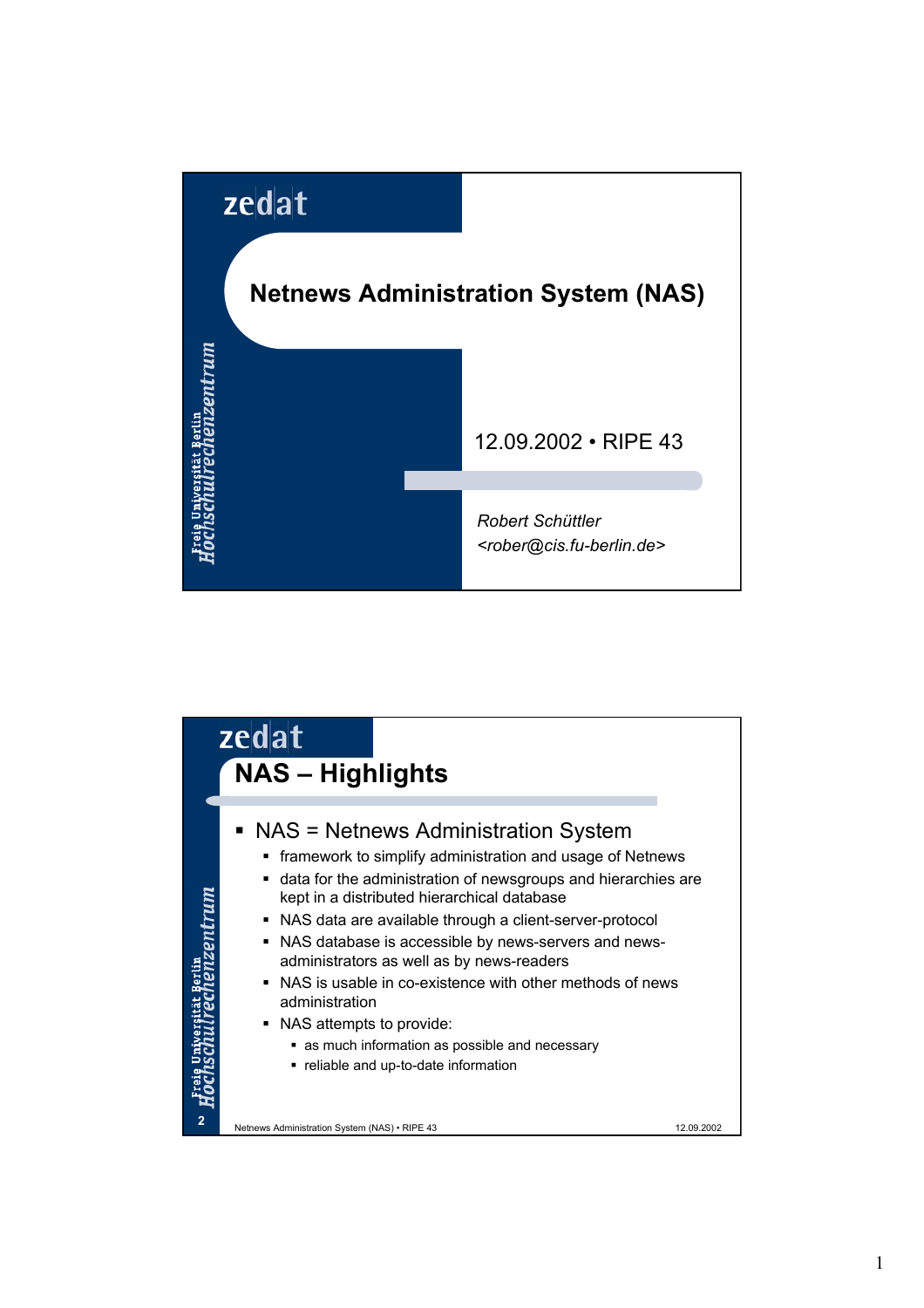zedat

Freie Universität Berlin
Hochschulrechenzentrum

# Netnews Administration System (NAS)

12.09.2002 • RIPE 43

*Robert Schüttler*
*<rober@cis.fu-berlin.de>*

zedat

Freie Universität Berlin
Hochschulrechenzentrum

## NAS – Highlights

- NAS = Netnews Administration System
  - framework to simplify administration and usage of Netnews
  - data for the administration of newsgroups and hierarchies are kept in a distributed hierarchical database
  - NAS data are available through a client-server-protocol
  - NAS database is accessible by news-servers and news-administrators as well as by news-readers
  - NAS is usable in co-existence with other methods of news administration
  - NAS attempts to provide:
    - as much information as possible and necessary
    - reliable and up-to-date information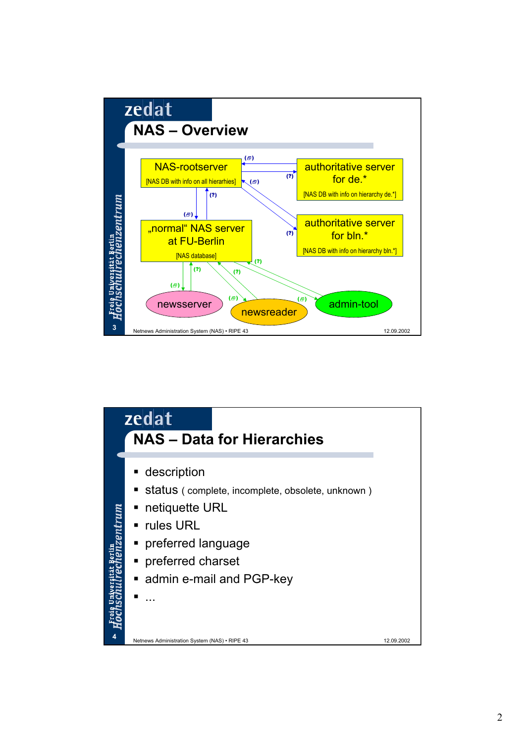## NAS – Overview

NAS-rootserver
[NAS DB with info on all hierarchies]

authoritative server for de.*
[NAS DB with info on hierarchy de.*]

authoritative server for bln.*
[NAS DB with info on hierarchy bln.*]

„normal“ NAS server at FU-Berlin
[NAS database]

newsserver

newsreader

admin-tool

Netnews Administration System (NAS) • RIPE 43 — 12.09.2002

## NAS – Data for Hierarchies

- description
- status ( complete, incomplete, obsolete, unknown )
- netiquette URL
- rules URL
- preferred language
- preferred charset
- admin e-mail and PGP-key
- ...

Netnews Administration System (NAS) • RIPE 43 — 12.09.2002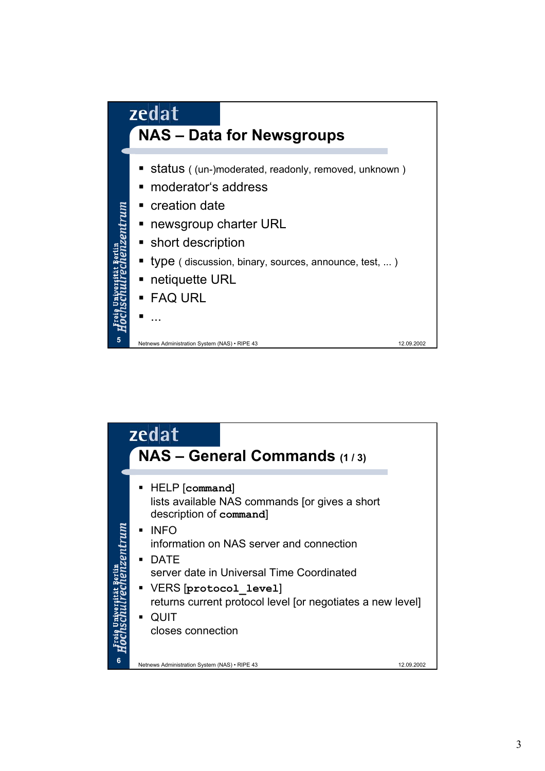## NAS – Data for Newsgroups

- status ( (un-)moderated, readonly, removed, unknown )
- moderator's address
- creation date
- newsgroup charter URL
- short description
- type ( discussion, binary, sources, announce, test, ... )
- netiquette URL
- FAQ URL
- ...

## NAS – General Commands (1 / 3)

- HELP [**`command`**]
  lists available NAS commands [or gives a short description of **`command`**]
- INFO
  information on NAS server and connection
- DATE
  server date in Universal Time Coordinated
- VERS [**`protocol_level`**]
  returns current protocol level [or negotiates a new level]
- QUIT
  closes connection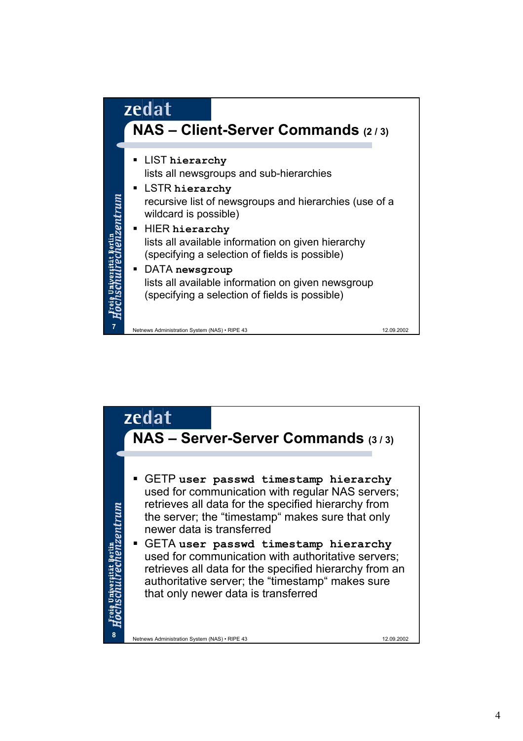## NAS – Client-Server Commands (2 / 3)

- LIST **`hierarchy`**
  lists all newsgroups and sub-hierarchies
- LSTR **`hierarchy`**
  recursive list of newsgroups and hierarchies (use of a wildcard is possible)
- HIER **`hierarchy`**
  lists all available information on given hierarchy (specifying a selection of fields is possible)
- DATA **`newsgroup`**
  lists all available information on given newsgroup (specifying a selection of fields is possible)

## NAS – Server-Server Commands (3 / 3)

- GETP **`user passwd timestamp hierarchy`**
  used for communication with regular NAS servers; retrieves all data for the specified hierarchy from the server; the "timestamp" makes sure that only newer data is transferred
- GETA **`user passwd timestamp hierarchy`**
  used for communication with authoritative servers; retrieves all data for the specified hierarchy from an authoritative server; the "timestamp" makes sure that only newer data is transferred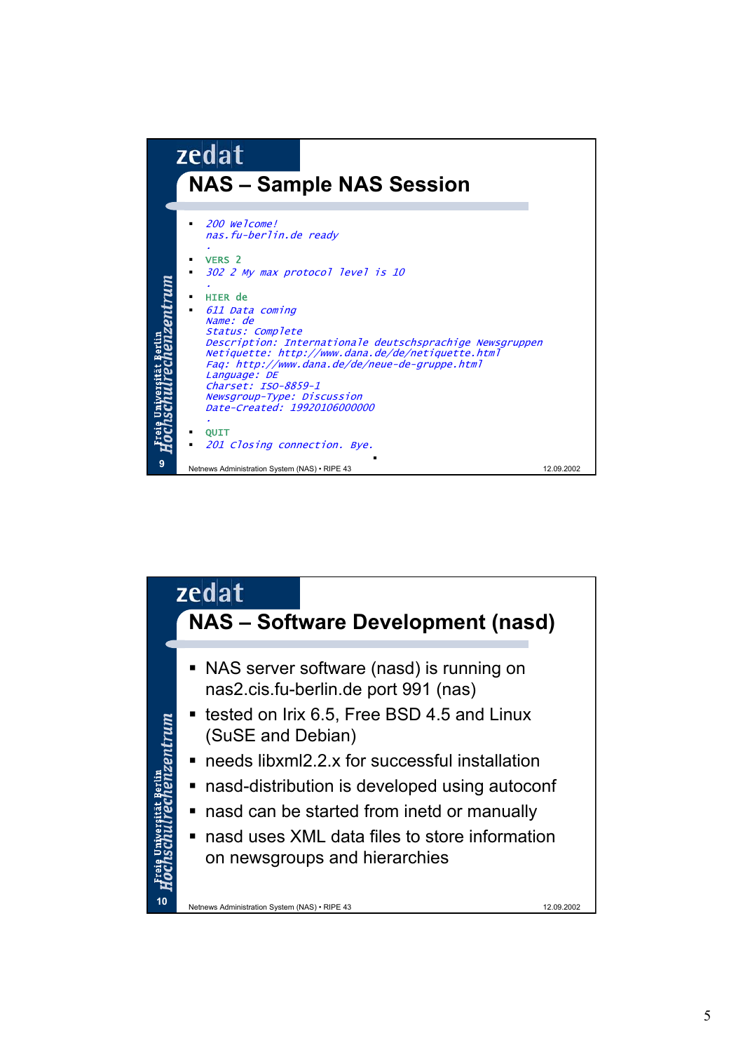## NAS – Sample NAS Session

- ```
  200 Welcome!
  nas.fu-berlin.de ready
  .
  ```
- `VERS 2`
- ```
  302 2 My max protocol level is 10
  .
  ```
- `HIER de`
- ```
  611 Data coming
  Name: de
  Status: Complete
  Description: Internationale deutschsprachige Newsgruppen
  Netiquette: http://www.dana.de/de/netiquette.html
  Faq: http://www.dana.de/de/neue-de-gruppe.html
  Language: DE
  Charset: ISO-8859-1
  Newsgroup-Type: Discussion
  Date-Created: 19920106000000
  .
  ```
- `QUIT`
- `201 Closing connection. Bye.`

## NAS – Software Development (nasd)

- NAS server software (nasd) is running on nas2.cis.fu-berlin.de port 991 (nas)
- tested on Irix 6.5, Free BSD 4.5 and Linux (SuSE and Debian)
- needs libxml2.2.x for successful installation
- nasd-distribution is developed using autoconf
- nasd can be started from inetd or manually
- nasd uses XML data files to store information on newsgroups and hierarchies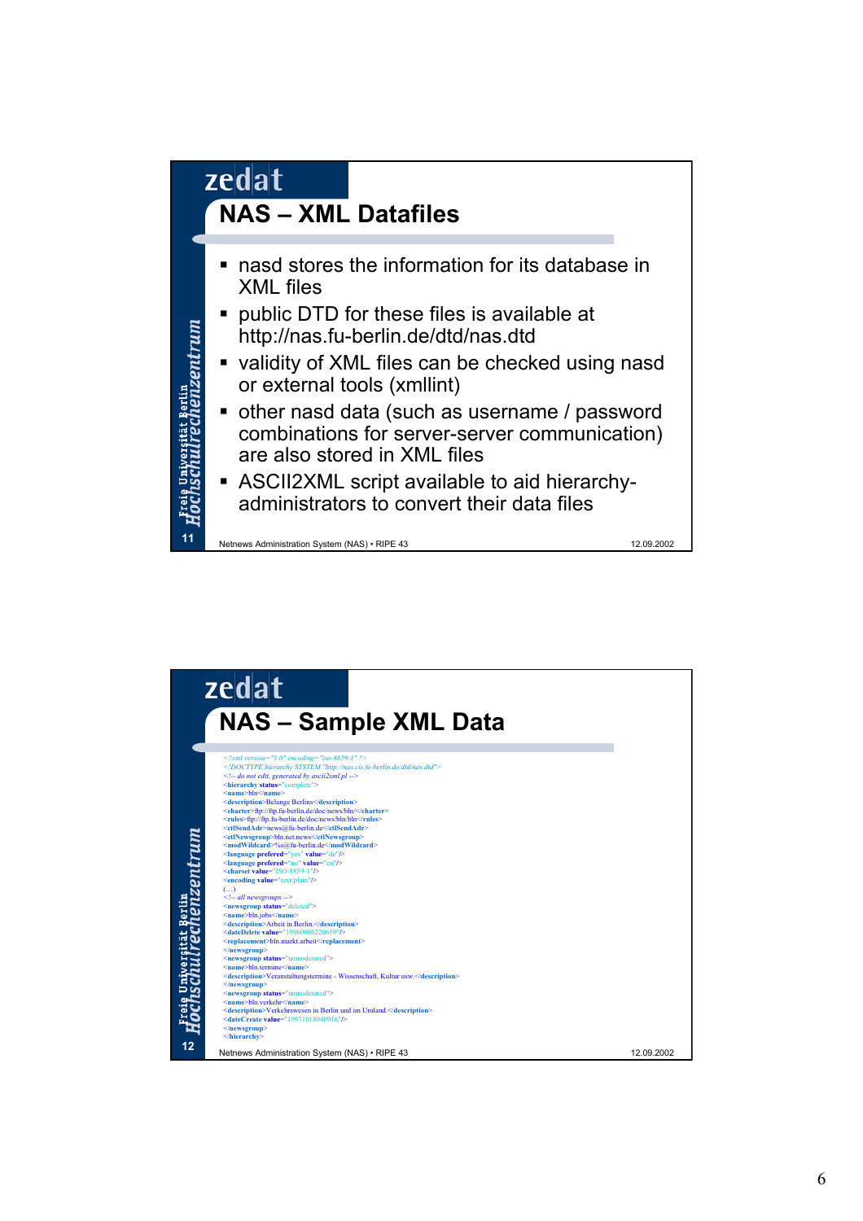## NAS – XML Datafiles

- nasd stores the information for its database in XML files
- public DTD for these files is available at http://nas.fu-berlin.de/dtd/nas.dtd
- validity of XML files can be checked using nasd or external tools (xmllint)
- other nasd data (such as username / password combinations for server-server communication) are also stored in XML files
- ASCII2XML script available to aid hierarchy-administrators to convert their data files

Netnews Administration System (NAS) • RIPE 43 — 12.09.2002

## NAS – Sample XML Data

```
<?xml version="1.0" encoding="iso-8859-1" ?>
<!DOCTYPE hierarchy SYSTEM "http://nas.cis.fu-berlin.de/dtd/nas.dtd">
<!-- do not edit, generated by ascii2xml.pl -->
<hierarchy status="complete">
<name>bln</name>
<description>Belange Berlins</description>
<charter>ftp://ftp.fu-berlin.de/doc/news/bln/</charter>
<rules>ftp://ftp.fu-berlin.de/doc/news/bln/bln</rules>
<ctlSendAdr>news@fu-berlin.de</ctlSendAdr>
<ctlNewsgroup>bln.net.news</ctlNewsgroup>
<modWildcard>%s@fu-berlin.de</modWildcard>
<language prefered="yes" value="de"/>
<language prefered="no" value="en"/>
<charset value="ISO-8859-1"/>
<encoding value="text/plain"/>
(...)
<!-- all newsgroups -->
<newsgroup status="deleted">
<name>bln.jobs</name>
<description>Arbeit in Berlin.</description>
<dateDelete value="19960606220659"/>
<replacement>bln.markt.arbeit</replacement>
</newsgroup>
<newsgroup status="unmoderated">
<name>bln.termine</name>
<description>Veranstaltungstermine - Wissenschaft, Kultur usw.</description>
</newsgroup>
<newsgroup status="unmoderated">
<name>bln.verkehr</name>
<description>Verkehrswesen in Berlin und im Umland.</description>
<dateCreate value="19971018040916"/>
</newsgroup>
</hierarchy>
```

Netnews Administration System (NAS) • RIPE 43 — 12.09.2002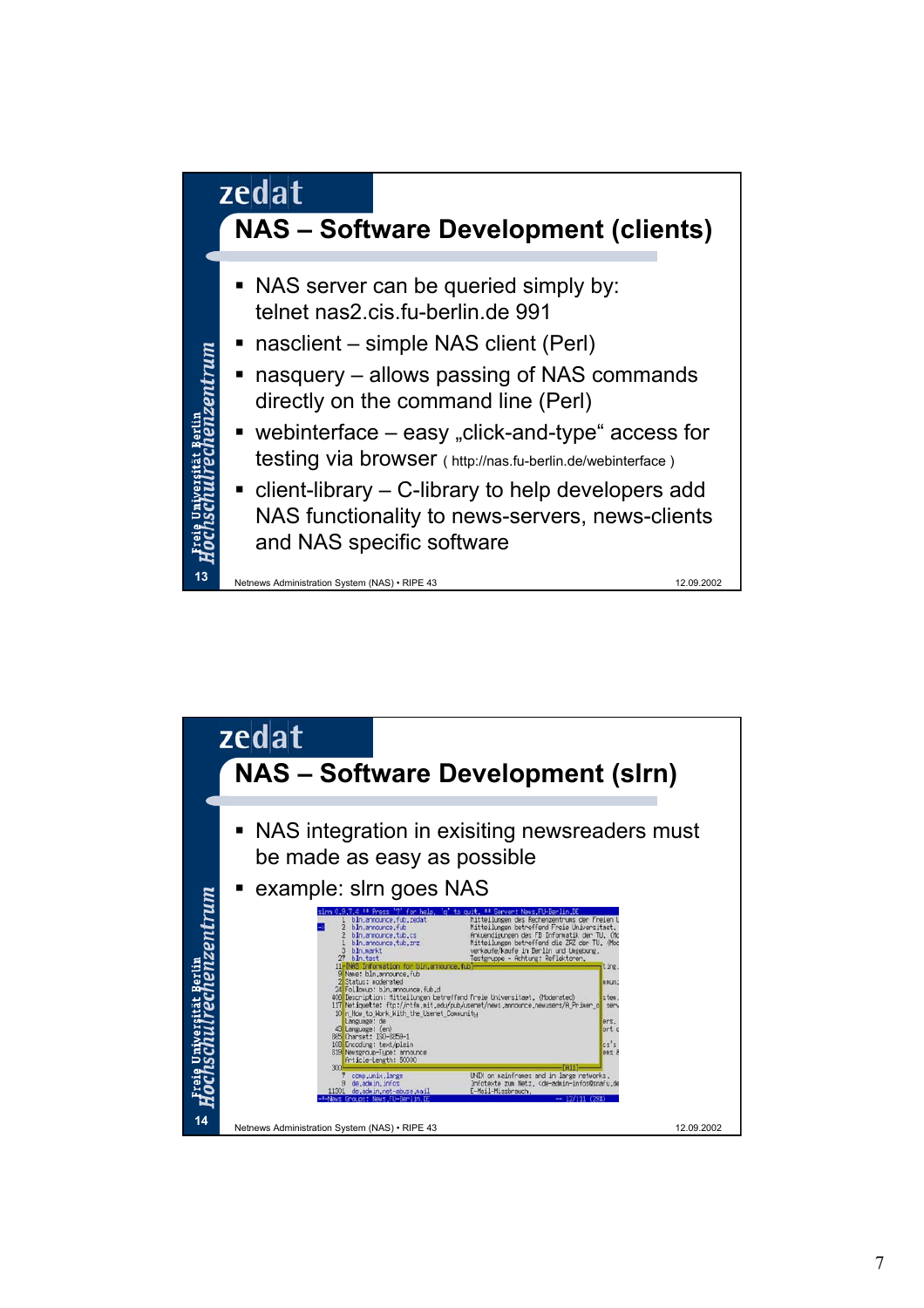## NAS – Software Development (clients)

- NAS server can be queried simply by: telnet nas2.cis.fu-berlin.de 991
- nasclient – simple NAS client (Perl)
- nasquery – allows passing of NAS commands directly on the command line (Perl)
- webinterface – easy „click-and-type“ access for testing via browser ( http://nas.fu-berlin.de/webinterface )
- client-library – C-library to help developers add NAS functionality to news-servers, news-clients and NAS specific software

## NAS – Software Development (slrn)

- NAS integration in exisiting newsreaders must be made as easy as possible
- example: slrn goes NAS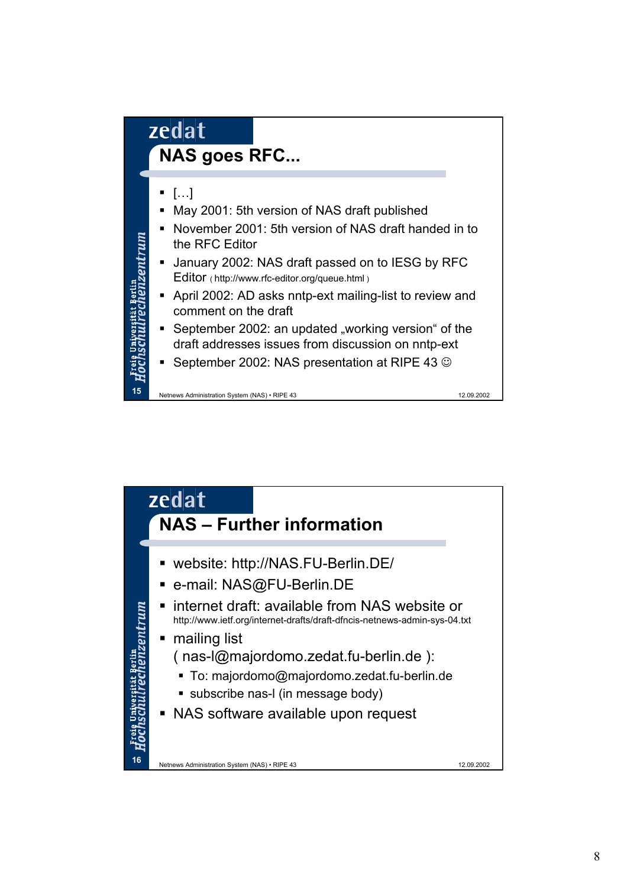## NAS goes RFC...

- […]
- May 2001: 5th version of NAS draft published
- November 2001: 5th version of NAS draft handed in to the RFC Editor
- January 2002: NAS draft passed on to IESG by RFC Editor ( http://www.rfc-editor.org/queue.html )
- April 2002: AD asks nntp-ext mailing-list to review and comment on the draft
- September 2002: an updated „working version" of the draft addresses issues from discussion on nntp-ext
- September 2002: NAS presentation at RIPE 43 ☺

## NAS – Further information

- website: http://NAS.FU-Berlin.DE/
- e-mail: NAS@FU-Berlin.DE
- internet draft: available from NAS website or http://www.ietf.org/internet-drafts/draft-dfncis-netnews-admin-sys-04.txt
- mailing list ( nas-l@majordomo.zedat.fu-berlin.de ):
  - To: majordomo@majordomo.zedat.fu-berlin.de
  - subscribe nas-l (in message body)
- NAS software available upon request